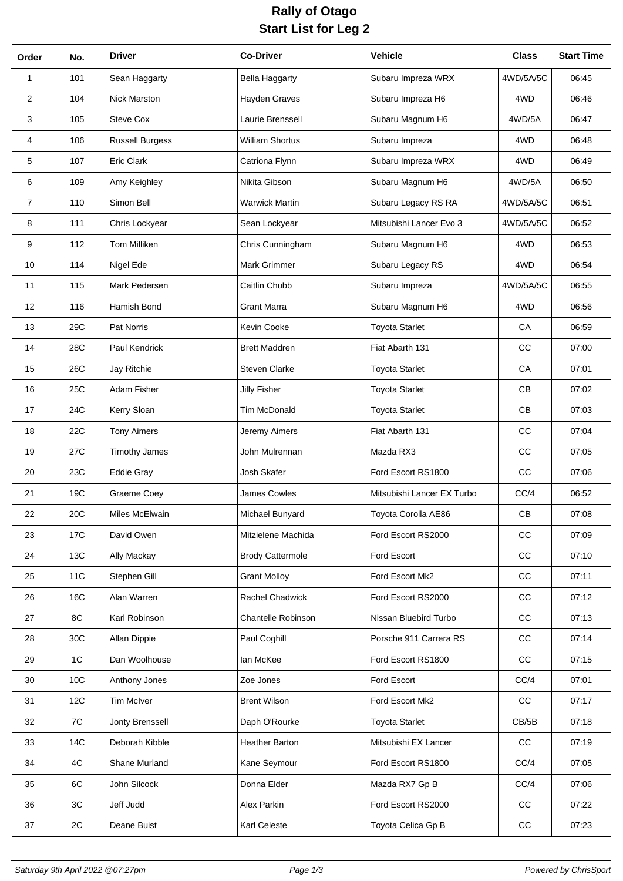# Rally of Otago

## Start List for Leg 2

| Order | No. | Driver | Co-Driver | Vehicle | Class | Start Time |
|---|---|---|---|---|---|---|
| 1 | 101 | Sean Haggarty | Bella Haggarty | Subaru Impreza WRX | 4WD/5A/5C | 06:45 |
| 2 | 104 | Nick Marston | Hayden Graves | Subaru Impreza H6 | 4WD | 06:46 |
| 3 | 105 | Steve Cox | Laurie Brenssell | Subaru Magnum H6 | 4WD/5A | 06:47 |
| 4 | 106 | Russell Burgess | William Shortus | Subaru Impreza | 4WD | 06:48 |
| 5 | 107 | Eric Clark | Catriona Flynn | Subaru Impreza WRX | 4WD | 06:49 |
| 6 | 109 | Amy Keighley | Nikita Gibson | Subaru Magnum H6 | 4WD/5A | 06:50 |
| 7 | 110 | Simon Bell | Warwick Martin | Subaru Legacy RS RA | 4WD/5A/5C | 06:51 |
| 8 | 111 | Chris Lockyear | Sean Lockyear | Mitsubishi Lancer Evo 3 | 4WD/5A/5C | 06:52 |
| 9 | 112 | Tom Milliken | Chris Cunningham | Subaru Magnum H6 | 4WD | 06:53 |
| 10 | 114 | Nigel Ede | Mark Grimmer | Subaru Legacy RS | 4WD | 06:54 |
| 11 | 115 | Mark Pedersen | Caitlin Chubb | Subaru Impreza | 4WD/5A/5C | 06:55 |
| 12 | 116 | Hamish Bond | Grant Marra | Subaru Magnum H6 | 4WD | 06:56 |
| 13 | 29C | Pat Norris | Kevin Cooke | Toyota Starlet | CA | 06:59 |
| 14 | 28C | Paul Kendrick | Brett Maddren | Fiat Abarth 131 | CC | 07:00 |
| 15 | 26C | Jay Ritchie | Steven Clarke | Toyota Starlet | CA | 07:01 |
| 16 | 25C | Adam Fisher | Jilly Fisher | Toyota Starlet | CB | 07:02 |
| 17 | 24C | Kerry Sloan | Tim McDonald | Toyota Starlet | CB | 07:03 |
| 18 | 22C | Tony Aimers | Jeremy Aimers | Fiat Abarth 131 | CC | 07:04 |
| 19 | 27C | Timothy James | John Mulrennan | Mazda RX3 | CC | 07:05 |
| 20 | 23C | Eddie Gray | Josh Skafer | Ford Escort RS1800 | CC | 07:06 |
| 21 | 19C | Graeme Coey | James Cowles | Mitsubishi Lancer EX Turbo | CC/4 | 06:52 |
| 22 | 20C | Miles McElwain | Michael Bunyard | Toyota Corolla AE86 | CB | 07:08 |
| 23 | 17C | David Owen | Mitzielene Machida | Ford Escort RS2000 | CC | 07:09 |
| 24 | 13C | Ally Mackay | Brody Cattermole | Ford Escort | CC | 07:10 |
| 25 | 11C | Stephen Gill | Grant Molloy | Ford Escort Mk2 | CC | 07:11 |
| 26 | 16C | Alan Warren | Rachel Chadwick | Ford Escort RS2000 | CC | 07:12 |
| 27 | 8C | Karl Robinson | Chantelle Robinson | Nissan Bluebird Turbo | CC | 07:13 |
| 28 | 30C | Allan Dippie | Paul Coghill | Porsche 911 Carrera RS | CC | 07:14 |
| 29 | 1C | Dan Woolhouse | Ian McKee | Ford Escort RS1800 | CC | 07:15 |
| 30 | 10C | Anthony Jones | Zoe Jones | Ford Escort | CC/4 | 07:01 |
| 31 | 12C | Tim McIver | Brent Wilson | Ford Escort Mk2 | CC | 07:17 |
| 32 | 7C | Jonty Brenssell | Daph O'Rourke | Toyota Starlet | CB/5B | 07:18 |
| 33 | 14C | Deborah Kibble | Heather Barton | Mitsubishi EX Lancer | CC | 07:19 |
| 34 | 4C | Shane Murland | Kane Seymour | Ford Escort RS1800 | CC/4 | 07:05 |
| 35 | 6C | John Silcock | Donna Elder | Mazda RX7 Gp B | CC/4 | 07:06 |
| 36 | 3C | Jeff Judd | Alex Parkin | Ford Escort RS2000 | CC | 07:22 |
| 37 | 2C | Deane Buist | Karl Celeste | Toyota Celica Gp B | CC | 07:23 |

*Saturday 9th April 2022 @07:27pm* *Powered by ChrisSport*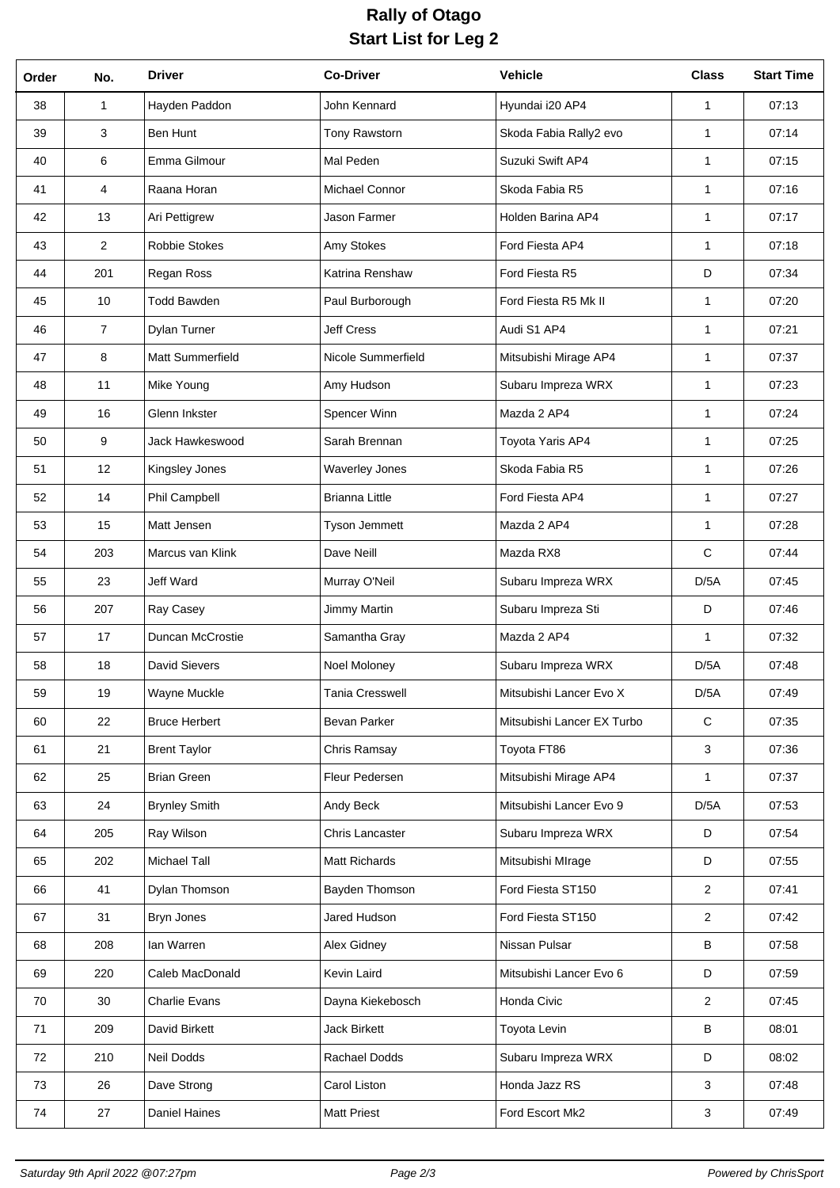# Rally of Otago

## Start List for Leg 2

| Order | No. | Driver | Co-Driver | Vehicle | Class | Start Time |
|---|---|---|---|---|---|---|
| 38 | 1 | Hayden Paddon | John Kennard | Hyundai i20 AP4 | 1 | 07:13 |
| 39 | 3 | Ben Hunt | Tony Rawstorn | Skoda Fabia Rally2 evo | 1 | 07:14 |
| 40 | 6 | Emma Gilmour | Mal Peden | Suzuki Swift AP4 | 1 | 07:15 |
| 41 | 4 | Raana Horan | Michael Connor | Skoda Fabia R5 | 1 | 07:16 |
| 42 | 13 | Ari Pettigrew | Jason Farmer | Holden Barina AP4 | 1 | 07:17 |
| 43 | 2 | Robbie Stokes | Amy Stokes | Ford Fiesta AP4 | 1 | 07:18 |
| 44 | 201 | Regan Ross | Katrina Renshaw | Ford Fiesta R5 | D | 07:34 |
| 45 | 10 | Todd Bawden | Paul Burborough | Ford Fiesta R5 Mk II | 1 | 07:20 |
| 46 | 7 | Dylan Turner | Jeff Cress | Audi S1 AP4 | 1 | 07:21 |
| 47 | 8 | Matt Summerfield | Nicole Summerfield | Mitsubishi Mirage AP4 | 1 | 07:37 |
| 48 | 11 | Mike Young | Amy Hudson | Subaru Impreza WRX | 1 | 07:23 |
| 49 | 16 | Glenn Inkster | Spencer Winn | Mazda 2 AP4 | 1 | 07:24 |
| 50 | 9 | Jack Hawkeswood | Sarah Brennan | Toyota Yaris AP4 | 1 | 07:25 |
| 51 | 12 | Kingsley Jones | Waverley Jones | Skoda Fabia R5 | 1 | 07:26 |
| 52 | 14 | Phil Campbell | Brianna Little | Ford Fiesta AP4 | 1 | 07:27 |
| 53 | 15 | Matt Jensen | Tyson Jemmett | Mazda 2 AP4 | 1 | 07:28 |
| 54 | 203 | Marcus van Klink | Dave Neill | Mazda RX8 | C | 07:44 |
| 55 | 23 | Jeff Ward | Murray O'Neil | Subaru Impreza WRX | D/5A | 07:45 |
| 56 | 207 | Ray Casey | Jimmy Martin | Subaru Impreza Sti | D | 07:46 |
| 57 | 17 | Duncan McCrostie | Samantha Gray | Mazda 2 AP4 | 1 | 07:32 |
| 58 | 18 | David Sievers | Noel Moloney | Subaru Impreza WRX | D/5A | 07:48 |
| 59 | 19 | Wayne Muckle | Tania Cresswell | Mitsubishi Lancer Evo X | D/5A | 07:49 |
| 60 | 22 | Bruce Herbert | Bevan Parker | Mitsubishi Lancer EX Turbo | C | 07:35 |
| 61 | 21 | Brent Taylor | Chris Ramsay | Toyota FT86 | 3 | 07:36 |
| 62 | 25 | Brian Green | Fleur Pedersen | Mitsubishi Mirage AP4 | 1 | 07:37 |
| 63 | 24 | Brynley Smith | Andy Beck | Mitsubishi Lancer Evo 9 | D/5A | 07:53 |
| 64 | 205 | Ray Wilson | Chris Lancaster | Subaru Impreza WRX | D | 07:54 |
| 65 | 202 | Michael Tall | Matt Richards | Mitsubishi MIrage | D | 07:55 |
| 66 | 41 | Dylan Thomson | Bayden Thomson | Ford Fiesta ST150 | 2 | 07:41 |
| 67 | 31 | Bryn Jones | Jared Hudson | Ford Fiesta ST150 | 2 | 07:42 |
| 68 | 208 | Ian Warren | Alex Gidney | Nissan Pulsar | B | 07:58 |
| 69 | 220 | Caleb MacDonald | Kevin Laird | Mitsubishi Lancer Evo 6 | D | 07:59 |
| 70 | 30 | Charlie Evans | Dayna Kiekebosch | Honda Civic | 2 | 07:45 |
| 71 | 209 | David Birkett | Jack Birkett | Toyota Levin | B | 08:01 |
| 72 | 210 | Neil Dodds | Rachael Dodds | Subaru Impreza WRX | D | 08:02 |
| 73 | 26 | Dave Strong | Carol Liston | Honda Jazz RS | 3 | 07:48 |
| 74 | 27 | Daniel Haines | Matt Priest | Ford Escort Mk2 | 3 | 07:49 |

*Saturday 9th April 2022 @07:27pm* — *Powered by ChrisSport*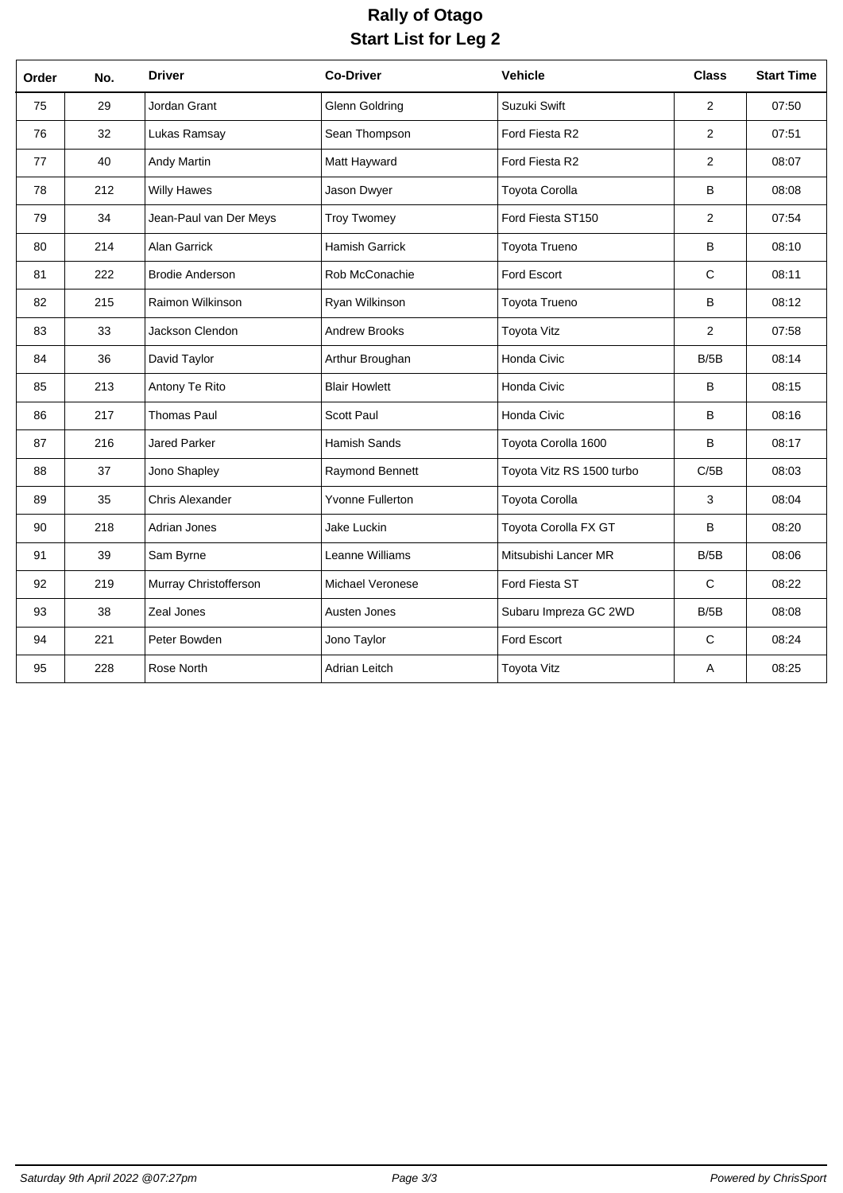# Rally of Otago

## Start List for Leg 2

| Order | No. | Driver | Co-Driver | Vehicle | Class | Start Time |
|---|---|---|---|---|---|---|
| 75 | 29 | Jordan Grant | Glenn Goldring | Suzuki Swift | 2 | 07:50 |
| 76 | 32 | Lukas Ramsay | Sean Thompson | Ford Fiesta R2 | 2 | 07:51 |
| 77 | 40 | Andy Martin | Matt Hayward | Ford Fiesta R2 | 2 | 08:07 |
| 78 | 212 | Willy Hawes | Jason Dwyer | Toyota Corolla | B | 08:08 |
| 79 | 34 | Jean-Paul van Der Meys | Troy Twomey | Ford Fiesta ST150 | 2 | 07:54 |
| 80 | 214 | Alan Garrick | Hamish Garrick | Toyota Trueno | B | 08:10 |
| 81 | 222 | Brodie Anderson | Rob McConachie | Ford Escort | C | 08:11 |
| 82 | 215 | Raimon Wilkinson | Ryan Wilkinson | Toyota Trueno | B | 08:12 |
| 83 | 33 | Jackson Clendon | Andrew Brooks | Toyota Vitz | 2 | 07:58 |
| 84 | 36 | David Taylor | Arthur Broughan | Honda Civic | B/5B | 08:14 |
| 85 | 213 | Antony Te Rito | Blair Howlett | Honda Civic | B | 08:15 |
| 86 | 217 | Thomas Paul | Scott Paul | Honda Civic | B | 08:16 |
| 87 | 216 | Jared Parker | Hamish Sands | Toyota Corolla 1600 | B | 08:17 |
| 88 | 37 | Jono Shapley | Raymond Bennett | Toyota Vitz RS 1500 turbo | C/5B | 08:03 |
| 89 | 35 | Chris Alexander | Yvonne Fullerton | Toyota Corolla | 3 | 08:04 |
| 90 | 218 | Adrian Jones | Jake Luckin | Toyota Corolla FX GT | B | 08:20 |
| 91 | 39 | Sam Byrne | Leanne Williams | Mitsubishi Lancer MR | B/5B | 08:06 |
| 92 | 219 | Murray Christofferson | Michael Veronese | Ford Fiesta ST | C | 08:22 |
| 93 | 38 | Zeal Jones | Austen Jones | Subaru Impreza GC 2WD | B/5B | 08:08 |
| 94 | 221 | Peter Bowden | Jono Taylor | Ford Escort | C | 08:24 |
| 95 | 228 | Rose North | Adrian Leitch | Toyota Vitz | A | 08:25 |